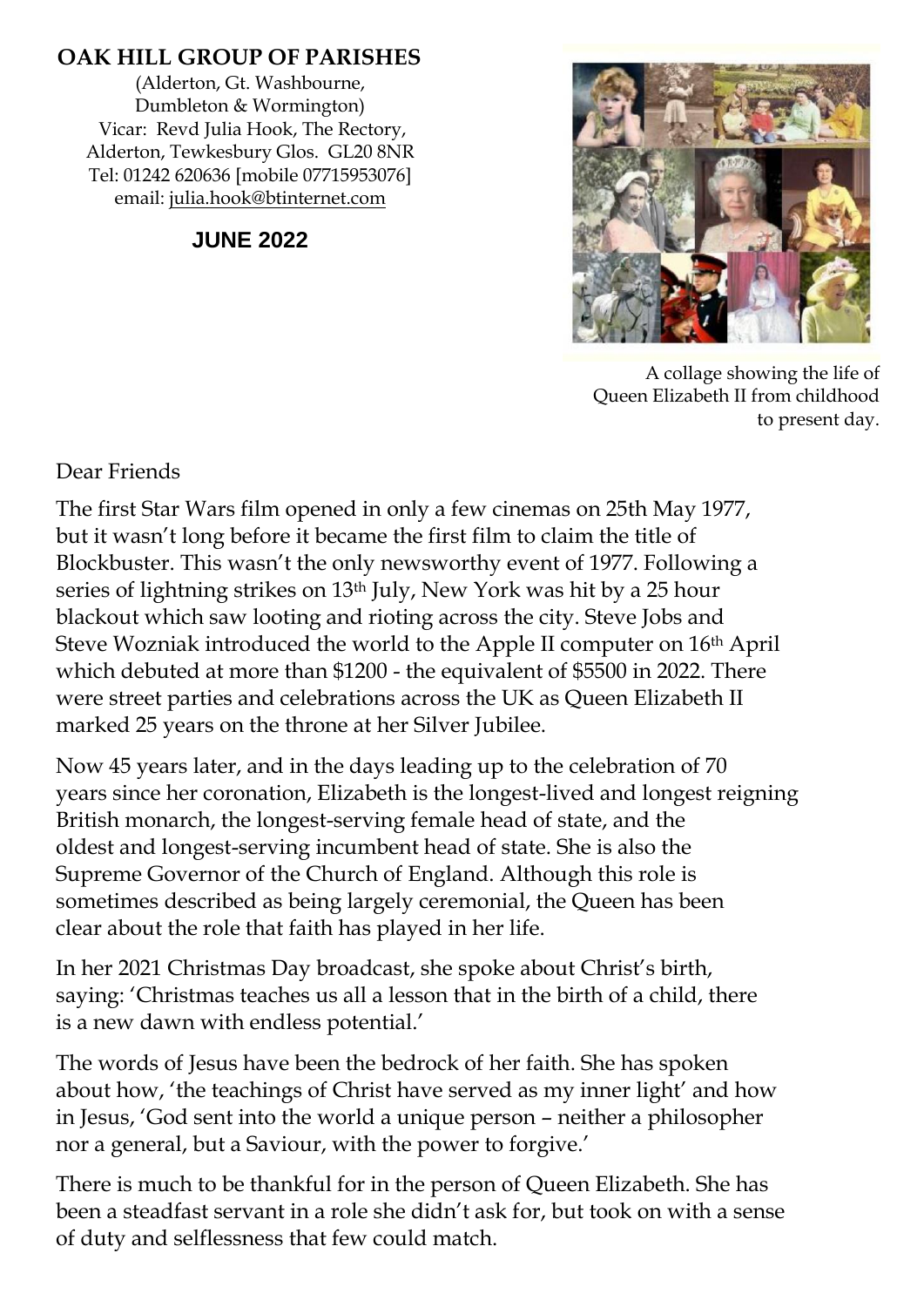**OAK HILL GROUP OF PARISHES**

(Alderton, Gt. Washbourne,
Dumbleton & Wormington)
Vicar: Revd Julia Hook, The Rectory,
Alderton, Tewkesbury Glos. GL20 8NR
Tel: 01242 620636 [mobile 07715953076]
email: julia.hook@btinternet.com

**JUNE 2022**

A collage showing the life of Queen Elizabeth II from childhood to present day.

Dear Friends

The first Star Wars film opened in only a few cinemas on 25th May 1977, but it wasn't long before it became the first film to claim the title of Blockbuster. This wasn't the only newsworthy event of 1977. Following a series of lightning strikes on 13th July, New York was hit by a 25 hour blackout which saw looting and rioting across the city. Steve Jobs and Steve Wozniak introduced the world to the Apple II computer on 16th April which debuted at more than $1200 - the equivalent of $5500 in 2022. There were street parties and celebrations across the UK as Queen Elizabeth II marked 25 years on the throne at her Silver Jubilee.

Now 45 years later, and in the days leading up to the celebration of 70 years since her coronation, Elizabeth is the longest-lived and longest reigning British monarch, the longest-serving female head of state, and the oldest and longest-serving incumbent head of state. She is also the Supreme Governor of the Church of England. Although this role is sometimes described as being largely ceremonial, the Queen has been clear about the role that faith has played in her life.

In her 2021 Christmas Day broadcast, she spoke about Christ's birth, saying: 'Christmas teaches us all a lesson that in the birth of a child, there is a new dawn with endless potential.'

The words of Jesus have been the bedrock of her faith. She has spoken about how, 'the teachings of Christ have served as my inner light' and how in Jesus, 'God sent into the world a unique person – neither a philosopher nor a general, but a Saviour, with the power to forgive.'

There is much to be thankful for in the person of Queen Elizabeth. She has been a steadfast servant in a role she didn't ask for, but took on with a sense of duty and selflessness that few could match.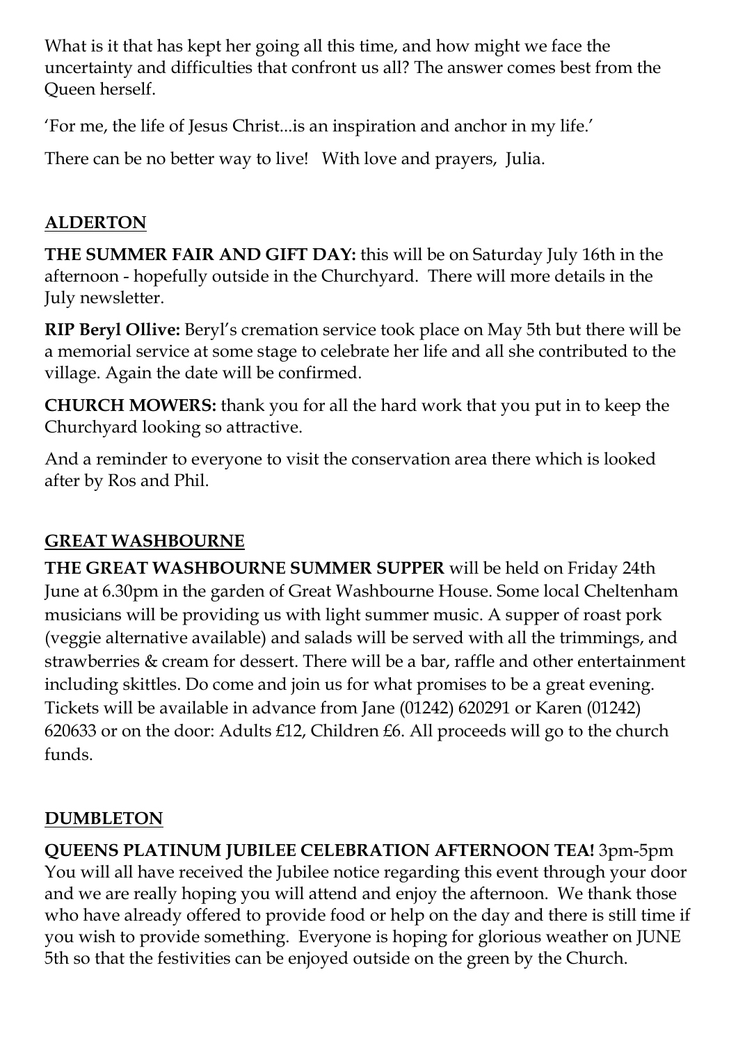What is it that has kept her going all this time, and how might we face the uncertainty and difficulties that confront us all? The answer comes best from the Queen herself.

'For me, the life of Jesus Christ...is an inspiration and anchor in my life.'

There can be no better way to live!   With love and prayers,  Julia.

## ALDERTON

**THE SUMMER FAIR AND GIFT DAY:** this will be on Saturday July 16th in the afternoon - hopefully outside in the Churchyard.  There will more details in the July newsletter.

**RIP Beryl Ollive:** Beryl's cremation service took place on May 5th but there will be a memorial service at some stage to celebrate her life and all she contributed to the village. Again the date will be confirmed.

**CHURCH MOWERS:** thank you for all the hard work that you put in to keep the Churchyard looking so attractive.

And a reminder to everyone to visit the conservation area there which is looked after by Ros and Phil.

## GREAT WASHBOURNE

**THE GREAT WASHBOURNE SUMMER SUPPER** will be held on Friday 24th June at 6.30pm in the garden of Great Washbourne House. Some local Cheltenham musicians will be providing us with light summer music. A supper of roast pork (veggie alternative available) and salads will be served with all the trimmings, and strawberries & cream for dessert. There will be a bar, raffle and other entertainment including skittles. Do come and join us for what promises to be a great evening. Tickets will be available in advance from Jane (01242) 620291 or Karen (01242) 620633 or on the door: Adults £12, Children £6. All proceeds will go to the church funds.

## DUMBLETON

**QUEENS PLATINUM JUBILEE CELEBRATION AFTERNOON TEA!** 3pm-5pm You will all have received the Jubilee notice regarding this event through your door and we are really hoping you will attend and enjoy the afternoon.  We thank those who have already offered to provide food or help on the day and there is still time if you wish to provide something.  Everyone is hoping for glorious weather on JUNE 5th so that the festivities can be enjoyed outside on the green by the Church.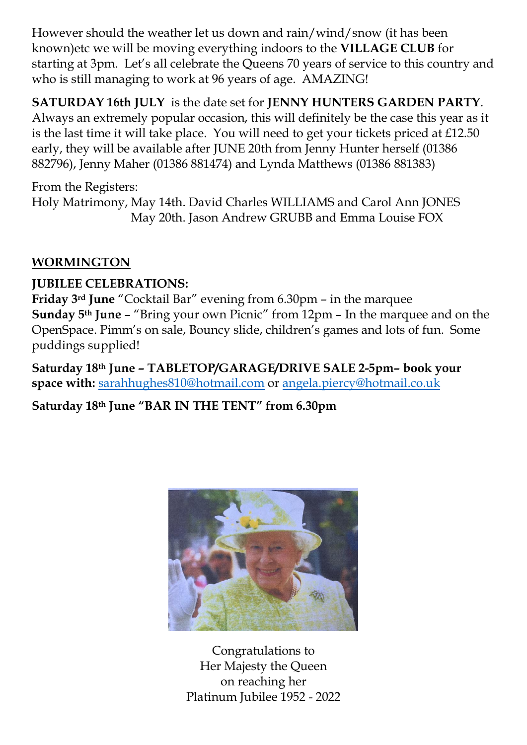However should the weather let us down and rain/wind/snow (it has been known)etc we will be moving everything indoors to the **VILLAGE CLUB** for starting at 3pm. Let's all celebrate the Queens 70 years of service to this country and who is still managing to work at 96 years of age. AMAZING!

**SATURDAY 16th JULY** is the date set for **JENNY HUNTERS GARDEN PARTY**. Always an extremely popular occasion, this will definitely be the case this year as it is the last time it will take place. You will need to get your tickets priced at £12.50 early, they will be available after JUNE 20th from Jenny Hunter herself (01386 882796), Jenny Maher (01386 881474) and Lynda Matthews (01386 881383)

From the Registers:
Holy Matrimony, May 14th. David Charles WILLIAMS and Carol Ann JONES
May 20th. Jason Andrew GRUBB and Emma Louise FOX

## WORMINGTON

**JUBILEE CELEBRATIONS:**
**Friday 3rd June** "Cocktail Bar" evening from 6.30pm – in the marquee
**Sunday 5th June** – "Bring your own Picnic" from 12pm – In the marquee and on the OpenSpace. Pimm's on sale, Bouncy slide, children's games and lots of fun. Some puddings supplied!

**Saturday 18th June – TABLETOP/GARAGE/DRIVE SALE 2-5pm– book your space with:** sarahhughes810@hotmail.com or angela.piercy@hotmail.co.uk

**Saturday 18th June "BAR IN THE TENT" from 6.30pm**

Congratulations to
Her Majesty the Queen
on reaching her
Platinum Jubilee 1952 - 2022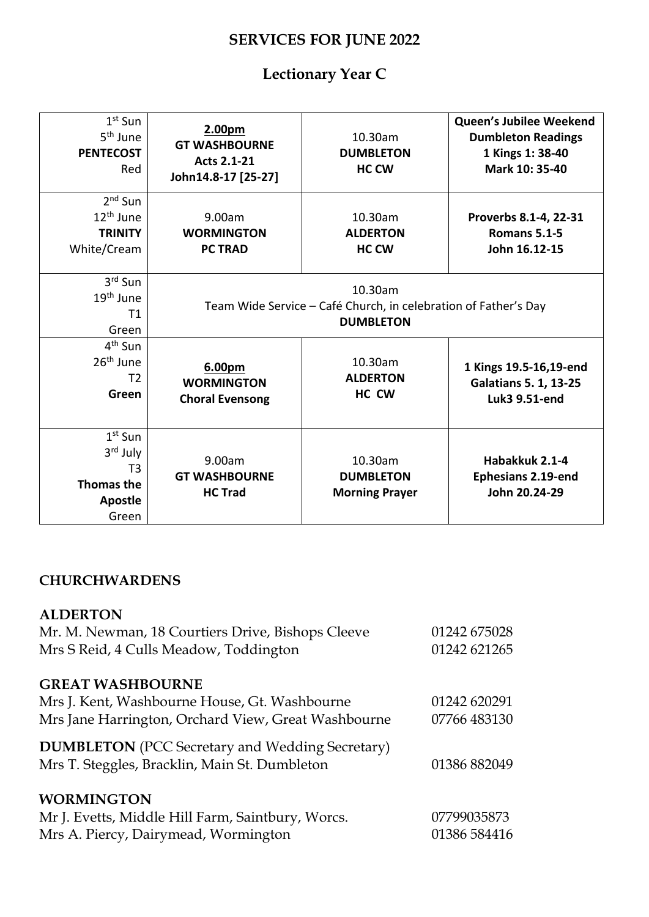# SERVICES FOR JUNE 2022

## Lectionary Year C

| | | | |
|---|---|---|---|
| 1st Sun 5th June **PENTECOST** Red | **2.00pm** **GT WASHBOURNE** **Acts 2.1-21** **John14.8-17 [25-27]** | 10.30am **DUMBLETON** **HC CW** | **Queen's Jubilee Weekend** **Dumbleton Readings** **1 Kings 1: 38-40** **Mark 10: 35-40** |
| 2nd Sun 12th June **TRINITY** White/Cream | 9.00am **WORMINGTON** **PC TRAD** | 10.30am **ALDERTON** **HC CW** | **Proverbs 8.1-4, 22-31** **Romans 5.1-5** **John 16.12-15** |
| 3rd Sun 19th June T1 Green | 10.30am Team Wide Service – Café Church, in celebration of Father's Day **DUMBLETON** | | |
| 4th Sun 26th June T2 **Green** | **6.00pm** **WORMINGTON** **Choral Evensong** | 10.30am **ALDERTON** **HC CW** | **1 Kings 19.5-16,19-end** **Galatians 5. 1, 13-25** **Luk3 9.51-end** |
| 1st Sun 3rd July T3 **Thomas the Apostle** Green | 9.00am **GT WASHBOURNE** **HC Trad** | 10.30am **DUMBLETON** **Morning Prayer** | **Habakkuk 2.1-4** **Ephesians 2.19-end** **John 20.24-29** |

## CHURCHWARDENS

### ALDERTON

Mr. M. Newman, 18 Courtiers Drive, Bishops Cleeve 01242 675028
Mrs S Reid, 4 Culls Meadow, Toddington 01242 621265

### GREAT WASHBOURNE

Mrs J. Kent, Washbourne House, Gt. Washbourne 01242 620291
Mrs Jane Harrington, Orchard View, Great Washbourne 07766 483130

**DUMBLETON** (PCC Secretary and Wedding Secretary)
Mrs T. Steggles, Bracklin, Main St. Dumbleton 01386 882049

### WORMINGTON

Mr J. Evetts, Middle Hill Farm, Saintbury, Worcs. 07799035873
Mrs A. Piercy, Dairymead, Wormington 01386 584416